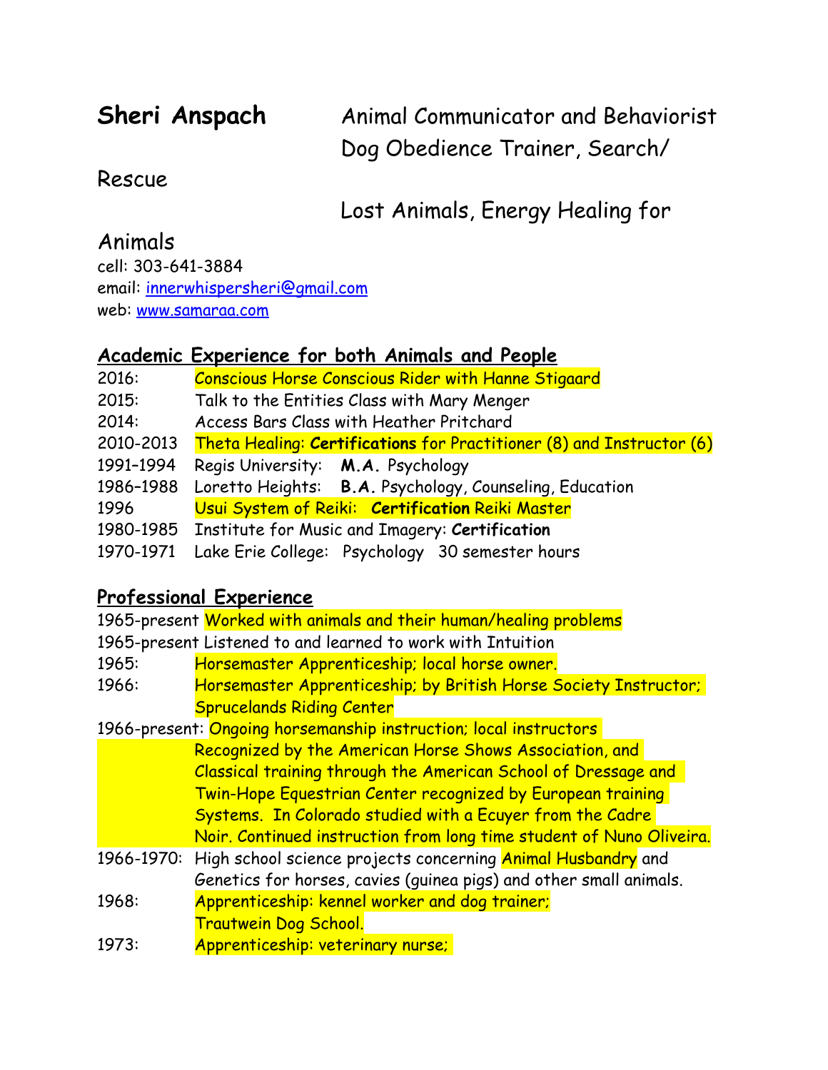# Sheri Anspach

Animal Communicator and Behaviorist
Dog Obedience Trainer, Search/Rescue
Lost Animals, Energy Healing for Animals

cell: 303-641-3884
email: innerwhispersheri@gmail.com
web: www.samaraa.com

## Academic Experience for both Animals and People

| | |
|---|---|
| 2016: | Conscious Horse Conscious Rider with Hanne Stigaard |
| 2015: | Talk to the Entities Class with Mary Menger |
| 2014: | Access Bars Class with Heather Pritchard |
| 2010-2013 | Theta Healing: **Certifications** for Practitioner (8) and Instructor (6) |
| 1991–1994 | Regis University: **M.A.** Psychology |
| 1986–1988 | Loretto Heights: **B.A.** Psychology, Counseling, Education |
| 1996 | Usui System of Reiki: **Certification** Reiki Master |
| 1980-1985 | Institute for Music and Imagery: **Certification** |
| 1970-1971 | Lake Erie College: Psychology 30 semester hours |

## Professional Experience

| | |
|---|---|
| 1965-present | Worked with animals and their human/healing problems |
| 1965-present | Listened to and learned to work with Intuition |
| 1965: | Horsemaster Apprenticeship; local horse owner. |
| 1966: | Horsemaster Apprenticeship; by British Horse Society Instructor; Sprucelands Riding Center |
| 1966-present: | Ongoing horsemanship instruction; local instructors Recognized by the American Horse Shows Association, and Classical training through the American School of Dressage and Twin-Hope Equestrian Center recognized by European training Systems. In Colorado studied with a Ecuyer from the Cadre Noir. Continued instruction from long time student of Nuno Oliveira. |
| 1966-1970: | High school science projects concerning Animal Husbandry and Genetics for horses, cavies (guinea pigs) and other small animals. |
| 1968: | Apprenticeship: kennel worker and dog trainer; Trautwein Dog School. |
| 1973: | Apprenticeship: veterinary nurse; |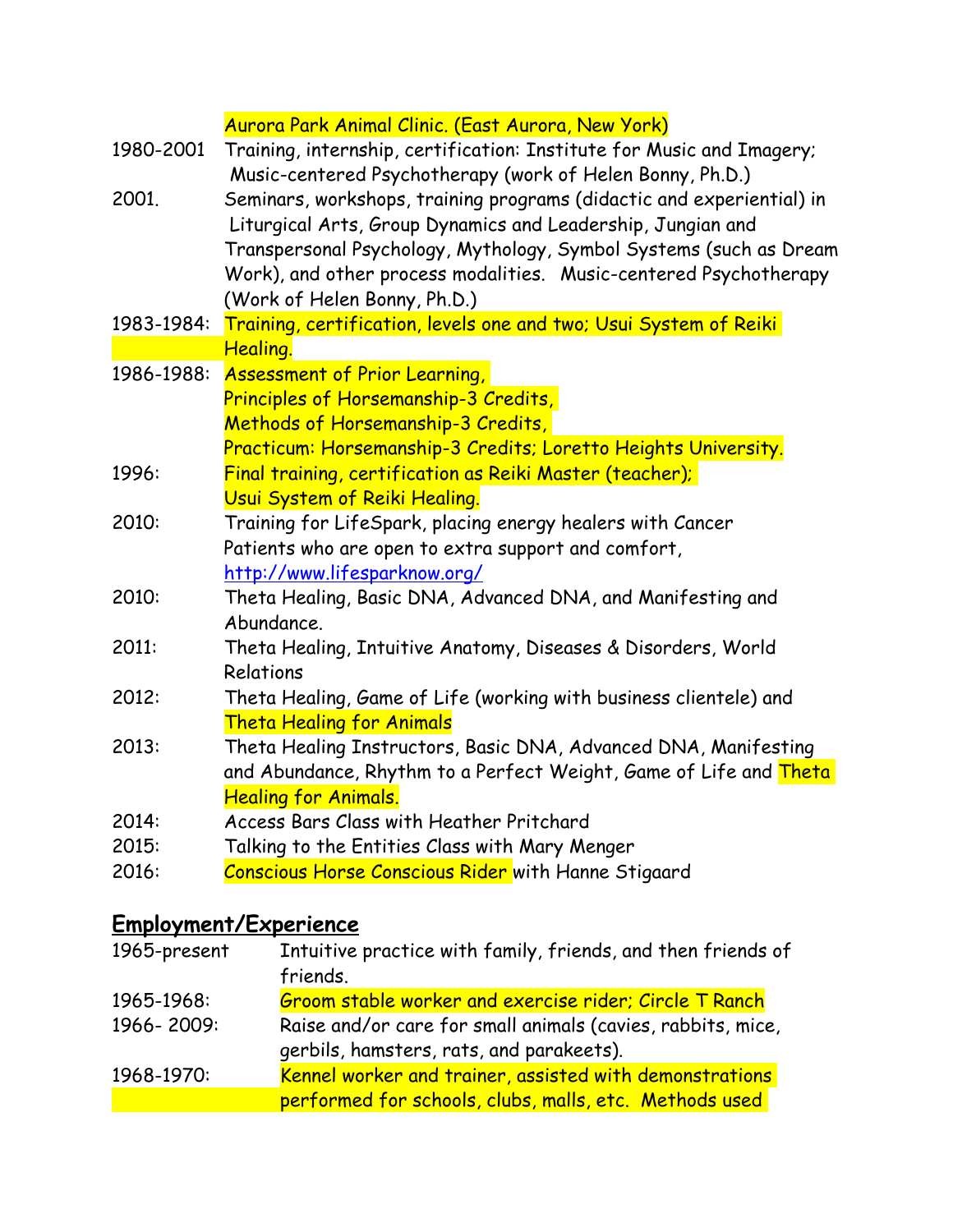Aurora Park Animal Clinic. (East Aurora, New York)

1980-2001 Training, internship, certification: Institute for Music and Imagery; Music-centered Psychotherapy (work of Helen Bonny, Ph.D.)

2001. Seminars, workshops, training programs (didactic and experiential) in Liturgical Arts, Group Dynamics and Leadership, Jungian and Transpersonal Psychology, Mythology, Symbol Systems (such as Dream Work), and other process modalities. Music-centered Psychotherapy (Work of Helen Bonny, Ph.D.)

1983-1984: Training, certification, levels one and two; Usui System of Reiki Healing.

1986-1988: Assessment of Prior Learning,
Principles of Horsemanship-3 Credits,
Methods of Horsemanship-3 Credits,
Practicum: Horsemanship-3 Credits; Loretto Heights University.

1996: Final training, certification as Reiki Master (teacher);
Usui System of Reiki Healing.

2010: Training for LifeSpark, placing energy healers with Cancer Patients who are open to extra support and comfort, http://www.lifesparknow.org/

2010: Theta Healing, Basic DNA, Advanced DNA, and Manifesting and Abundance.

2011: Theta Healing, Intuitive Anatomy, Diseases & Disorders, World Relations

2012: Theta Healing, Game of Life (working with business clientele) and Theta Healing for Animals

2013: Theta Healing Instructors, Basic DNA, Advanced DNA, Manifesting and Abundance, Rhythm to a Perfect Weight, Game of Life and Theta Healing for Animals.

2014: Access Bars Class with Heather Pritchard

2015: Talking to the Entities Class with Mary Menger

2016: Conscious Horse Conscious Rider with Hanne Stigaard

## Employment/Experience

1965-present Intuitive practice with family, friends, and then friends of friends.

1965-1968: Groom stable worker and exercise rider; Circle T Ranch

1966- 2009: Raise and/or care for small animals (cavies, rabbits, mice, gerbils, hamsters, rats, and parakeets).

1968-1970: Kennel worker and trainer, assisted with demonstrations performed for schools, clubs, malls, etc. Methods used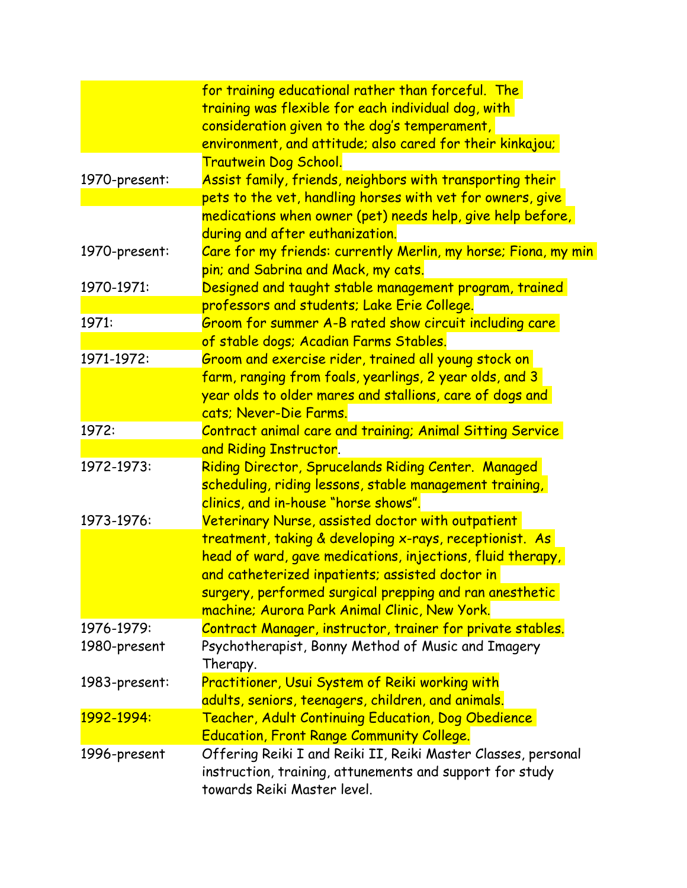| | |
|---|---|
| | for training educational rather than forceful. The training was flexible for each individual dog, with consideration given to the dog's temperament, environment, and attitude; also cared for their kinkajou; Trautwein Dog School. |
| 1970-present: | Assist family, friends, neighbors with transporting their pets to the vet, handling horses with vet for owners, give medications when owner (pet) needs help, give help before, during and after euthanization. |
| 1970-present: | Care for my friends: currently Merlin, my horse; Fiona, my min pin; and Sabrina and Mack, my cats. |
| 1970-1971: | Designed and taught stable management program, trained professors and students; Lake Erie College. |
| 1971: | Groom for summer A-B rated show circuit including care of stable dogs; Acadian Farms Stables. |
| 1971-1972: | Groom and exercise rider, trained all young stock on farm, ranging from foals, yearlings, 2 year olds, and 3 year olds to older mares and stallions, care of dogs and cats; Never-Die Farms. |
| 1972: | Contract animal care and training; Animal Sitting Service and Riding Instructor. |
| 1972-1973: | Riding Director, Sprucelands Riding Center. Managed scheduling, riding lessons, stable management training, clinics, and in-house "horse shows". |
| 1973-1976: | Veterinary Nurse, assisted doctor with outpatient treatment, taking & developing x-rays, receptionist. As head of ward, gave medications, injections, fluid therapy, and catheterized inpatients; assisted doctor in surgery, performed surgical prepping and ran anesthetic machine; Aurora Park Animal Clinic, New York. |
| 1976-1979: | Contract Manager, instructor, trainer for private stables. |
| 1980-present | Psychotherapist, Bonny Method of Music and Imagery Therapy. |
| 1983-present: | Practitioner, Usui System of Reiki working with adults, seniors, teenagers, children, and animals. |
| 1992-1994: | Teacher, Adult Continuing Education, Dog Obedience Education, Front Range Community College. |
| 1996-present | Offering Reiki I and Reiki II, Reiki Master Classes, personal instruction, training, attunements and support for study towards Reiki Master level. |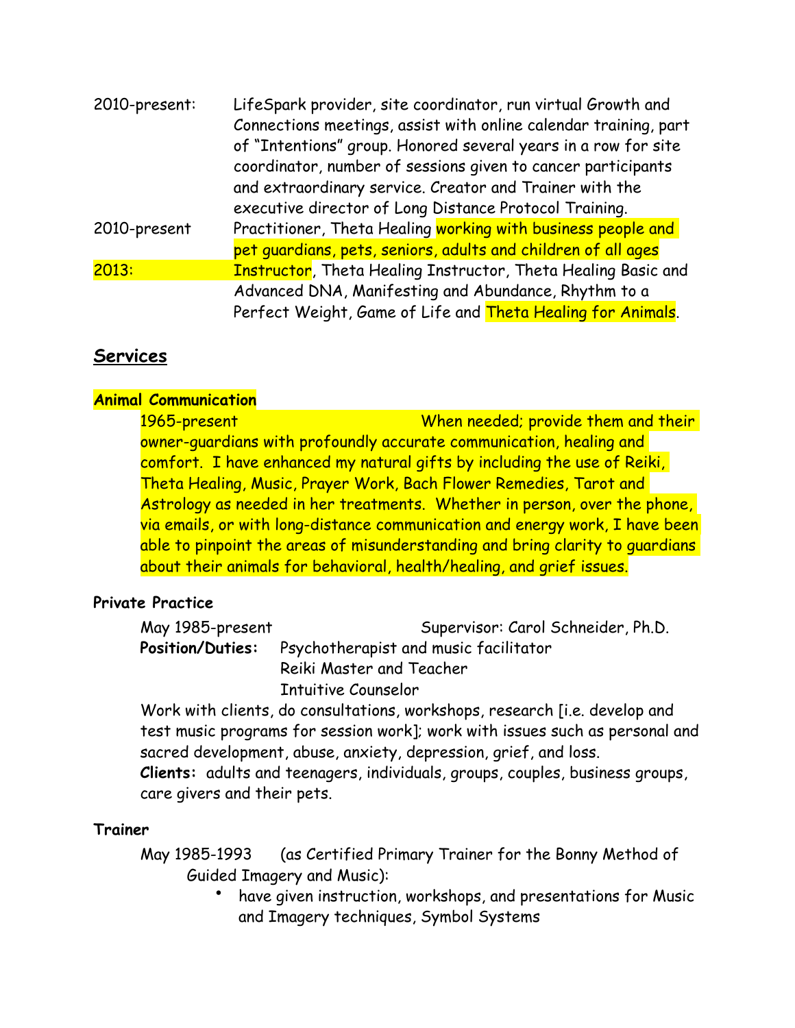| | |
|---|---|
| 2010-present: | LifeSpark provider, site coordinator, run virtual Growth and Connections meetings, assist with online calendar training, part of "Intentions" group. Honored several years in a row for site coordinator, number of sessions given to cancer participants and extraordinary service. Creator and Trainer with the executive director of Long Distance Protocol Training. |
| 2010-present | Practitioner, Theta Healing working with business people and pet guardians, pets, seniors, adults and children of all ages |
| 2013: | Instructor, Theta Healing Instructor, Theta Healing Basic and Advanced DNA, Manifesting and Abundance, Rhythm to a Perfect Weight, Game of Life and Theta Healing for Animals. |

## Services

**Animal Communication**

1965-present When needed; provide them and their owner-guardians with profoundly accurate communication, healing and comfort. I have enhanced my natural gifts by including the use of Reiki, Theta Healing, Music, Prayer Work, Bach Flower Remedies, Tarot and Astrology as needed in her treatments. Whether in person, over the phone, via emails, or with long-distance communication and energy work, I have been able to pinpoint the areas of misunderstanding and bring clarity to guardians about their animals for behavioral, health/healing, and grief issues.

**Private Practice**

May 1985-present Supervisor: Carol Schneider, Ph.D.

**Position/Duties:** Psychotherapist and music facilitator
Reiki Master and Teacher
Intuitive Counselor

Work with clients, do consultations, workshops, research [i.e. develop and test music programs for session work]; work with issues such as personal and sacred development, abuse, anxiety, depression, grief, and loss.

**Clients:** adults and teenagers, individuals, groups, couples, business groups, care givers and their pets.

**Trainer**

May 1985-1993 (as Certified Primary Trainer for the Bonny Method of Guided Imagery and Music):

- have given instruction, workshops, and presentations for Music and Imagery techniques, Symbol Systems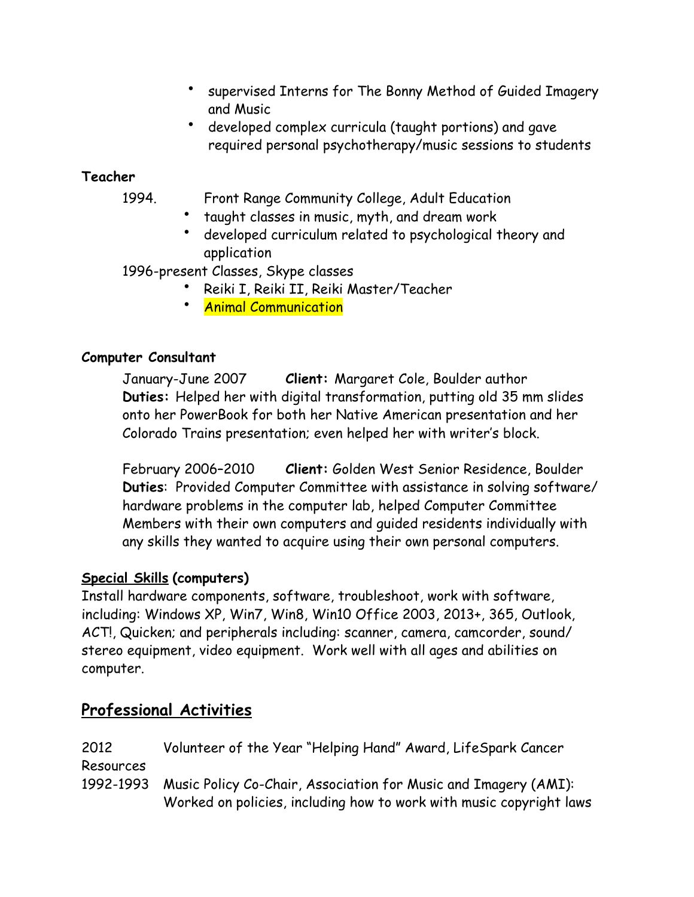- supervised Interns for The Bonny Method of Guided Imagery and Music
- developed complex curricula (taught portions) and gave required personal psychotherapy/music sessions to students

**Teacher**

1994. Front Range Community College, Adult Education

- taught classes in music, myth, and dream work
- developed curriculum related to psychological theory and application

1996-present Classes, Skype classes

- Reiki I, Reiki II, Reiki Master/Teacher
- Animal Communication

**Computer Consultant**

January-June 2007 **Client:** Margaret Cole, Boulder author
**Duties:** Helped her with digital transformation, putting old 35 mm slides onto her PowerBook for both her Native American presentation and her Colorado Trains presentation; even helped her with writer's block.

February 2006–2010 **Client:** Golden West Senior Residence, Boulder
**Duties**: Provided Computer Committee with assistance in solving software/ hardware problems in the computer lab, helped Computer Committee Members with their own computers and guided residents individually with any skills they wanted to acquire using their own personal computers.

**Special Skills (computers)**
Install hardware components, software, troubleshoot, work with software, including: Windows XP, Win7, Win8, Win10 Office 2003, 2013+, 365, Outlook, ACT!, Quicken; and peripherals including: scanner, camera, camcorder, sound/ stereo equipment, video equipment. Work well with all ages and abilities on computer.

## Professional Activities

2012 Volunteer of the Year "Helping Hand" Award, LifeSpark Cancer Resources

1992-1993 Music Policy Co-Chair, Association for Music and Imagery (AMI): Worked on policies, including how to work with music copyright laws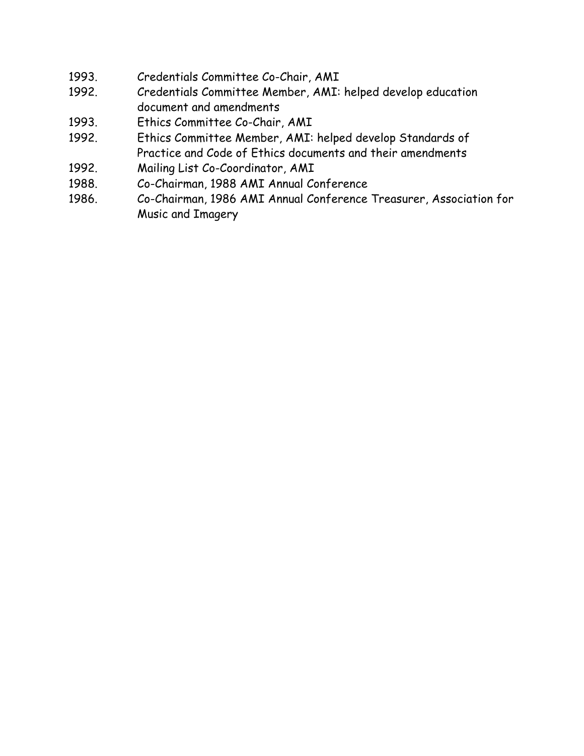1993. Credentials Committee Co-Chair, AMI

1992. Credentials Committee Member, AMI: helped develop education document and amendments

1993. Ethics Committee Co-Chair, AMI

1992. Ethics Committee Member, AMI: helped develop Standards of Practice and Code of Ethics documents and their amendments

1992. Mailing List Co-Coordinator, AMI

1988. Co-Chairman, 1988 AMI Annual Conference

1986. Co-Chairman, 1986 AMI Annual Conference Treasurer, Association for Music and Imagery